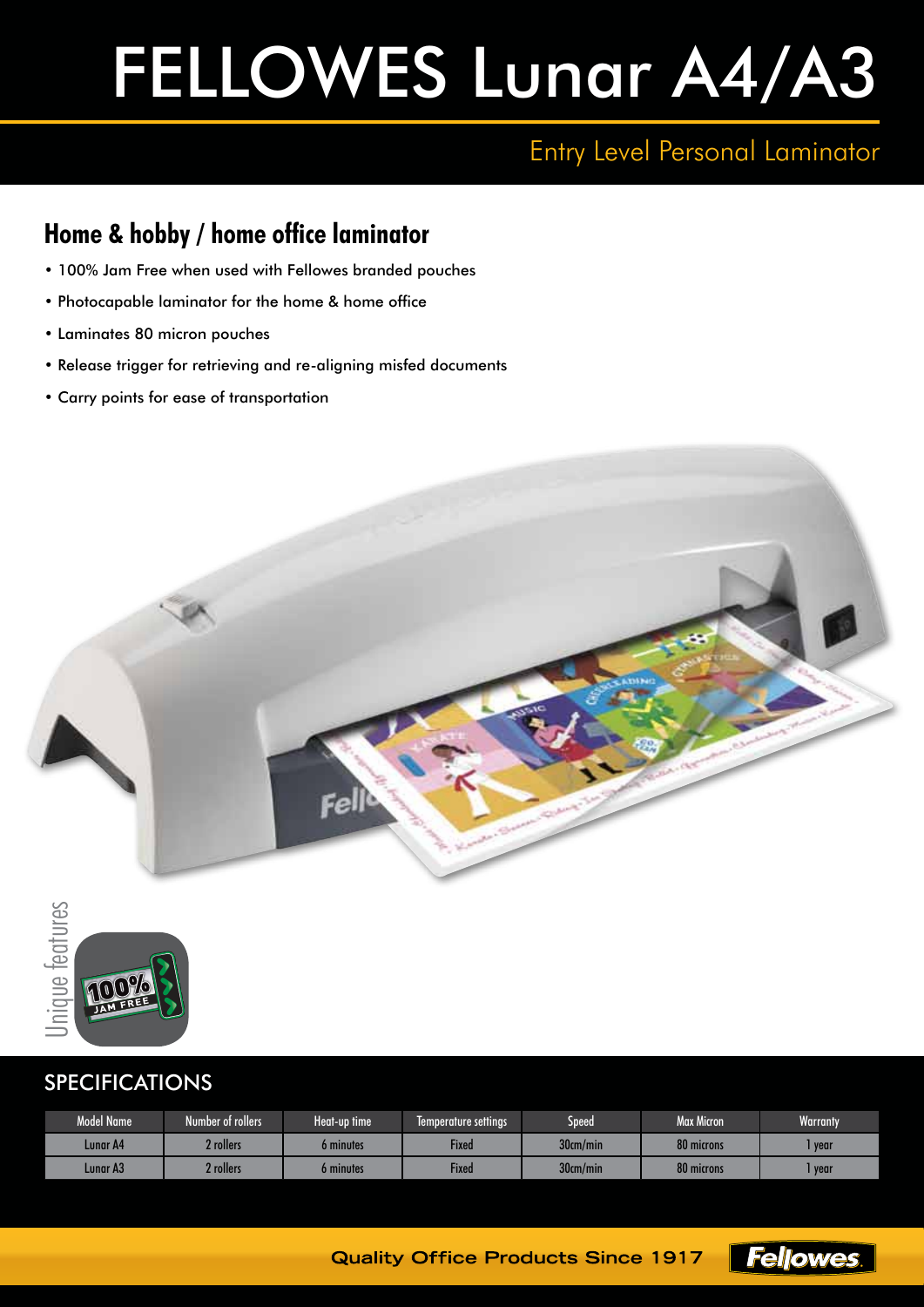# FELLOWES Lunar A4/A3

## Entry Level Personal Laminator

### Home & hobby / home office laminator

- 100% Jam Free when used with Fellowes branded pouches
- Photocapable laminator for the home & home office
- Laminates 80 micron pouches
- Release trigger for retrieving and re-aligning misfed documents
- Carry points for ease of transportation

Unique features

100% JAM FREE

## SPECIFICATIONS

| Model Name | Number of rollers | Heat-up time | Temperature settings | Speed | Max Micron | Warranty |
|---|---|---|---|---|---|---|
| Lunar A4 | 2 rollers | 6 minutes | Fixed | 30cm/min | 80 microns | 1 year |
| Lunar A3 | 2 rollers | 6 minutes | Fixed | 30cm/min | 80 microns | 1 year |

Quality Office Products Since 1917

Fellowes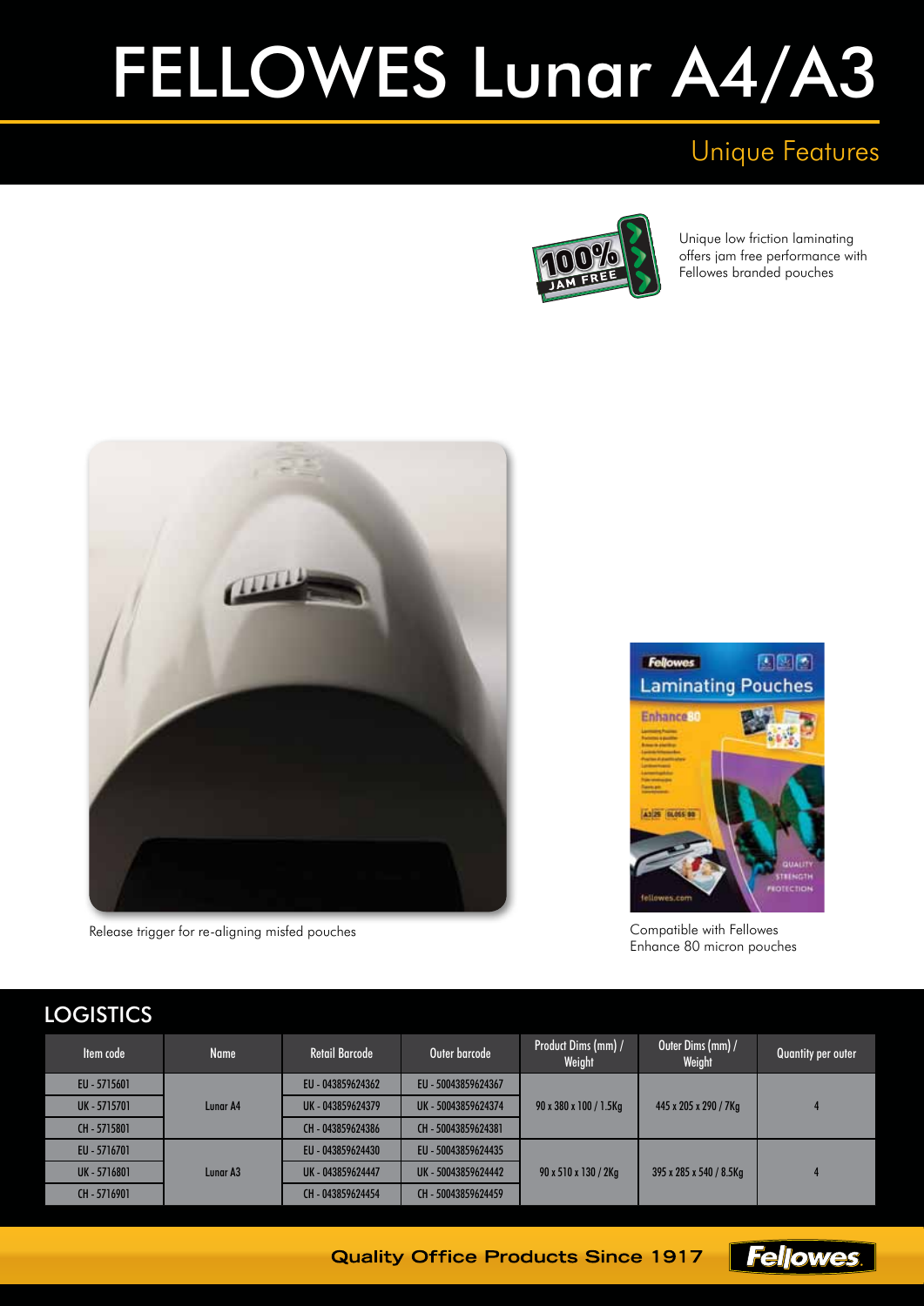# FELLOWES Lunar A4/A3

## Unique Features

Unique low friction laminating offers jam free performance with Fellowes branded pouches

Release trigger for re-aligning misfed pouches

Compatible with Fellowes Enhance 80 micron pouches

## LOGISTICS

| Item code | Name | Retail Barcode | Outer barcode | Product Dims (mm) / Weight | Outer Dims (mm) / Weight | Quantity per outer |
|---|---|---|---|---|---|---|
| EU - 5715601 | Lunar A4 | EU - 043859624362 | EU - 50043859624367 | 90 x 380 x 100 / 1.5Kg | 445 x 205 x 290 / 7Kg | 4 |
| UK - 5715701 | | UK - 043859624379 | UK - 50043859624374 | | | |
| CH - 5715801 | | CH - 043859624386 | CH - 50043859624381 | | | |
| EU - 5716701 | Lunar A3 | EU - 043859624430 | EU - 50043859624435 | 90 x 510 x 130 / 2Kg | 395 x 285 x 540 / 8.5Kg | 4 |
| UK - 5716801 | | UK - 043859624447 | UK - 50043859624442 | | | |
| CH - 5716901 | | CH - 043859624454 | CH - 50043859624459 | | | |

Quality Office Products Since 1917